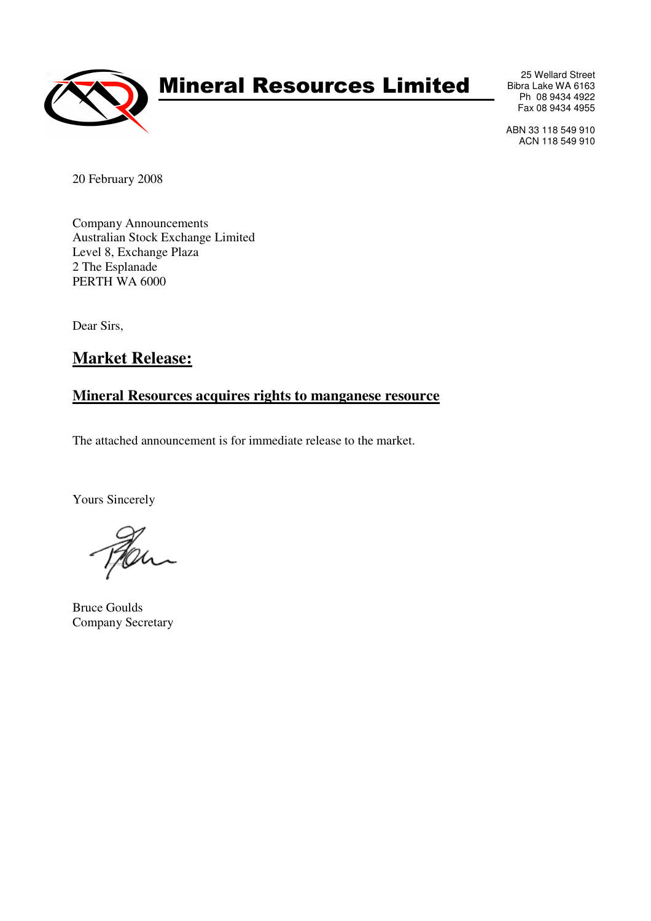# Mineral Resources Limited

25 Wellard Street
Bibra Lake WA 6163
Ph 08 9434 4922
Fax 08 9434 4955

ABN 33 118 549 910
ACN 118 549 910

20 February 2008

Company Announcements
Australian Stock Exchange Limited
Level 8, Exchange Plaza
2 The Esplanade
PERTH WA 6000

Dear Sirs,

## Market Release:

### Mineral Resources acquires rights to manganese resource

The attached announcement is for immediate release to the market.

Yours Sincerely

Bruce Goulds
Company Secretary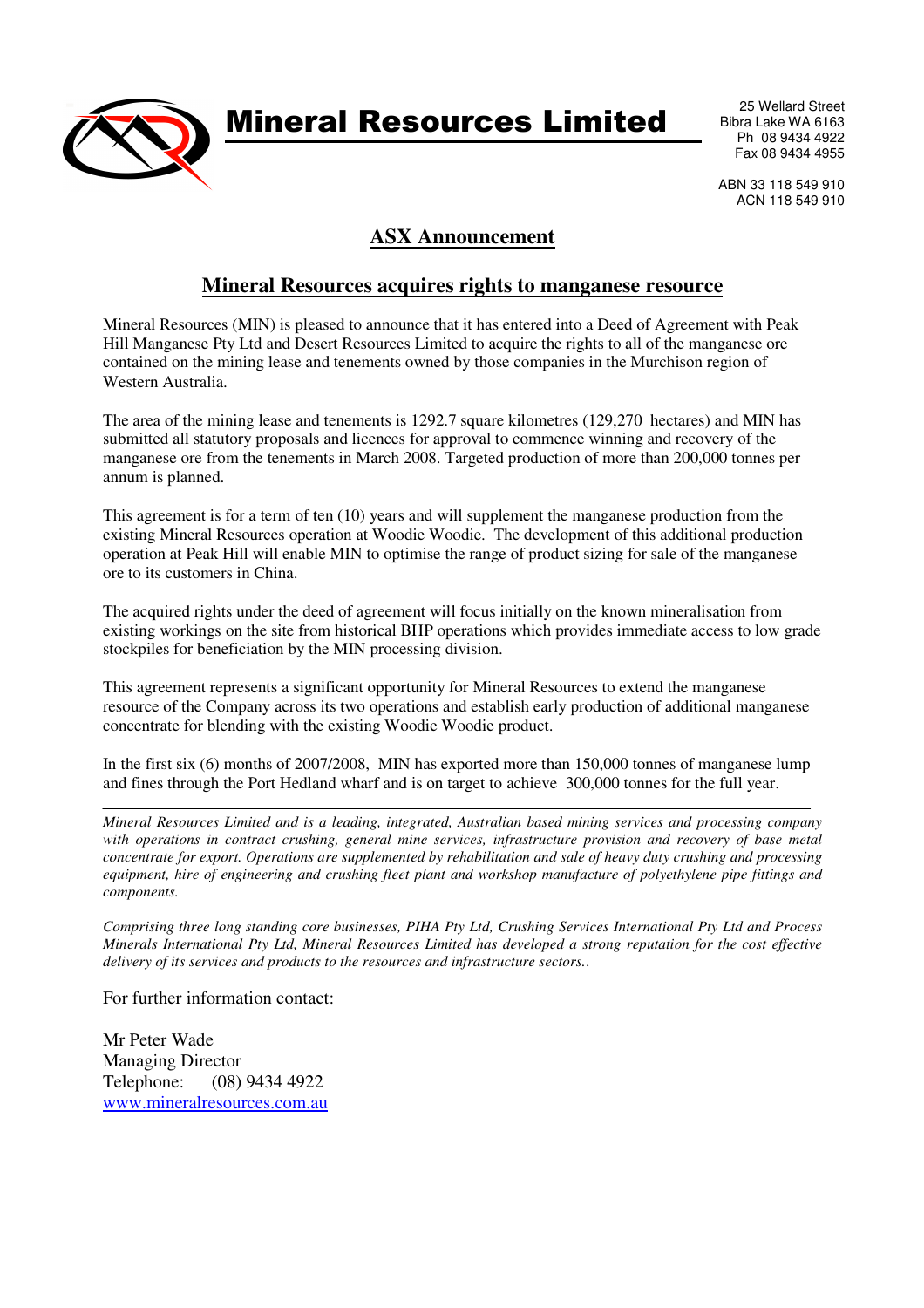# Mineral Resources Limited

25 Wellard Street
Bibra Lake WA 6163
Ph 08 9434 4922
Fax 08 9434 4955

ABN 33 118 549 910
ACN 118 549 910

## ASX Announcement

## Mineral Resources acquires rights to manganese resource

Mineral Resources (MIN) is pleased to announce that it has entered into a Deed of Agreement with Peak Hill Manganese Pty Ltd and Desert Resources Limited to acquire the rights to all of the manganese ore contained on the mining lease and tenements owned by those companies in the Murchison region of Western Australia.

The area of the mining lease and tenements is 1292.7 square kilometres (129,270 hectares) and MIN has submitted all statutory proposals and licences for approval to commence winning and recovery of the manganese ore from the tenements in March 2008. Targeted production of more than 200,000 tonnes per annum is planned.

This agreement is for a term of ten (10) years and will supplement the manganese production from the existing Mineral Resources operation at Woodie Woodie. The development of this additional production operation at Peak Hill will enable MIN to optimise the range of product sizing for sale of the manganese ore to its customers in China.

The acquired rights under the deed of agreement will focus initially on the known mineralisation from existing workings on the site from historical BHP operations which provides immediate access to low grade stockpiles for beneficiation by the MIN processing division.

This agreement represents a significant opportunity for Mineral Resources to extend the manganese resource of the Company across its two operations and establish early production of additional manganese concentrate for blending with the existing Woodie Woodie product.

In the first six (6) months of 2007/2008, MIN has exported more than 150,000 tonnes of manganese lump and fines through the Port Hedland wharf and is on target to achieve 300,000 tonnes for the full year.

---

*Mineral Resources Limited and is a leading, integrated, Australian based mining services and processing company with operations in contract crushing, general mine services, infrastructure provision and recovery of base metal concentrate for export. Operations are supplemented by rehabilitation and sale of heavy duty crushing and processing equipment, hire of engineering and crushing fleet plant and workshop manufacture of polyethylene pipe fittings and components.*

*Comprising three long standing core businesses, PIHA Pty Ltd, Crushing Services International Pty Ltd and Process Minerals International Pty Ltd, Mineral Resources Limited has developed a strong reputation for the cost effective delivery of its services and products to the resources and infrastructure sectors..*

For further information contact:

Mr Peter Wade
Managing Director
Telephone: (08) 9434 4922
www.mineralresources.com.au